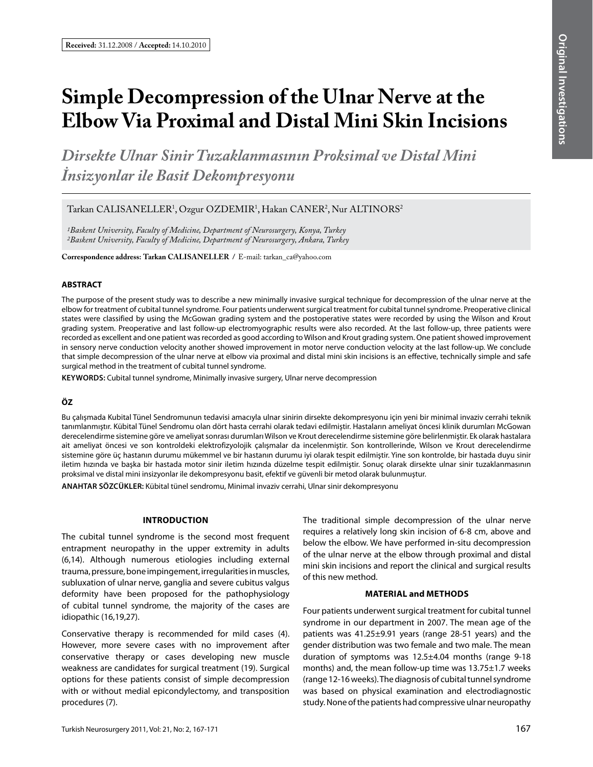**Received:** 31.12.2008 / **Accepted:** 14.10.2010

# Simple Decompression of the Ulnar Nerve at the Elbow Via Proximal and Distal Mini Skin Incisions

## *Dirsekte Ulnar Sinir Tuzaklanmasının Proksimal ve Distal Mini İnsizyonlar ile Basit Dekompresyonu*

Tarkan CALISANELLER[1], Ozgur OZDEMIR[1], Hakan CANER[2], Nur ALTINORS[2]

*[1]Baskent University, Faculty of Medicine, Department of Neurosurgery, Konya, Turkey*
*[2]Baskent University, Faculty of Medicine, Department of Neurosurgery, Ankara, Turkey*

**Correspondence address: Tarkan CALISANELLER /** E-mail: tarkan_ca@yahoo.com

### ABSTRACT

The purpose of the present study was to describe a new minimally invasive surgical technique for decompression of the ulnar nerve at the elbow for treatment of cubital tunnel syndrome. Four patients underwent surgical treatment for cubital tunnel syndrome. Preoperative clinical states were classified by using the McGowan grading system and the postoperative states were recorded by using the Wilson and Krout grading system. Preoperative and last follow-up electromyographic results were also recorded. At the last follow-up, three patients were recorded as excellent and one patient was recorded as good according to Wilson and Krout grading system. One patient showed improvement in sensory nerve conduction velocity another showed improvement in motor nerve conduction velocity at the last follow-up. We conclude that simple decompression of the ulnar nerve at elbow via proximal and distal mini skin incisions is an effective, technically simple and safe surgical method in the treatment of cubital tunnel syndrome.

**KEYWORDS:** Cubital tunnel syndrome, Minimally invasive surgery, Ulnar nerve decompression

### ÖZ

Bu çalışmada Kubital Tünel Sendromunun tedavisi amacıyla ulnar sinirin dirsekte dekompresyonu için yeni bir minimal invaziv cerrahi teknik tanımlanmıştır. Kübital Tünel Sendromu olan dört hasta cerrahi olarak tedavi edilmiştir. Hastaların ameliyat öncesi klinik durumları McGowan derecelendirme sistemine göre ve ameliyat sonrası durumları Wilson ve Krout derecelendirme sistemine göre belirlenmiştir. Ek olarak hastalara ait ameliyat öncesi ve son kontroldeki elektrofizyolojik çalışmalar da incelenmiştir. Son kontrollerinde, Wilson ve Krout derecelendirme sistemine göre üç hastanın durumu mükemmel ve bir hastanın durumu iyi olarak tespit edilmiştir. Yine son kontrolde, bir hastada duyu sinir iletim hızında ve başka bir hastada motor sinir iletim hızında düzelme tespit edilmiştir. Sonuç olarak dirsekte ulnar sinir tuzaklanmasının proksimal ve distal mini insizyonlar ile dekompresyonu basit, efektif ve güvenli bir metod olarak bulunmuştur.

**ANAHTAR SÖZCÜKLER:** Kübital tünel sendromu, Minimal invaziv cerrahi, Ulnar sinir dekompresyonu

### INTRODUCTION

The cubital tunnel syndrome is the second most frequent entrapment neuropathy in the upper extremity in adults (6,14). Although numerous etiologies including external trauma, pressure, bone impingement, irregularities in muscles, subluxation of ulnar nerve, ganglia and severe cubitus valgus deformity have been proposed for the pathophysiology of cubital tunnel syndrome, the majority of the cases are idiopathic (16,19,27).

Conservative therapy is recommended for mild cases (4). However, more severe cases with no improvement after conservative therapy or cases developing new muscle weakness are candidates for surgical treatment (19). Surgical options for these patients consist of simple decompression with or without medial epicondylectomy, and transposition procedures (7).

The traditional simple decompression of the ulnar nerve requires a relatively long skin incision of 6-8 cm, above and below the elbow. We have performed in-situ decompression of the ulnar nerve at the elbow through proximal and distal mini skin incisions and report the clinical and surgical results of this new method.

### MATERIAL and METHODS

Four patients underwent surgical treatment for cubital tunnel syndrome in our department in 2007. The mean age of the patients was 41.25±9.91 years (range 28-51 years) and the gender distribution was two female and two male. The mean duration of symptoms was 12.5±4.04 months (range 9-18 months) and, the mean follow-up time was 13.75±1.7 weeks (range 12-16 weeks). The diagnosis of cubital tunnel syndrome was based on physical examination and electrodiagnostic study. None of the patients had compressive ulnar neuropathy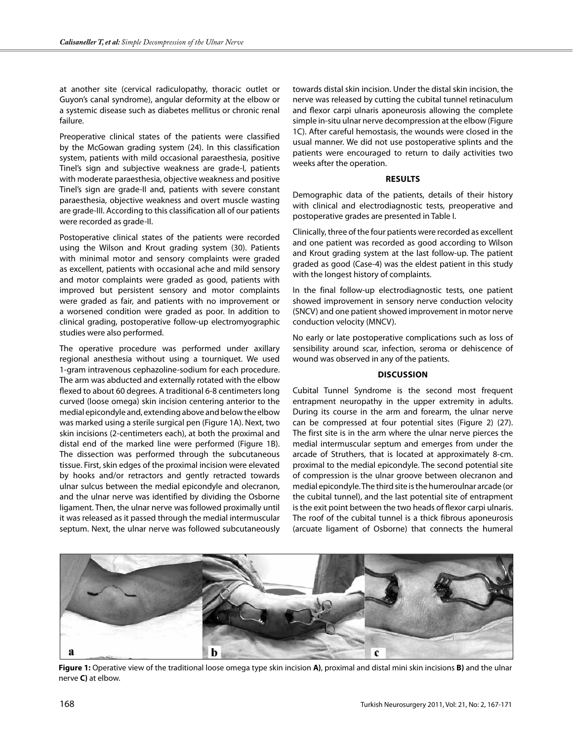at another site (cervical radiculopathy, thoracic outlet or Guyon's canal syndrome), angular deformity at the elbow or a systemic disease such as diabetes mellitus or chronic renal failure.

Preoperative clinical states of the patients were classified by the McGowan grading system (24). In this classification system, patients with mild occasional paraesthesia, positive Tinel's sign and subjective weakness are grade-I, patients with moderate paraesthesia, objective weakness and positive Tinel's sign are grade-II and, patients with severe constant paraesthesia, objective weakness and overt muscle wasting are grade-III. According to this classification all of our patients were recorded as grade-II.

Postoperative clinical states of the patients were recorded using the Wilson and Krout grading system (30). Patients with minimal motor and sensory complaints were graded as excellent, patients with occasional ache and mild sensory and motor complaints were graded as good, patients with improved but persistent sensory and motor complaints were graded as fair, and patients with no improvement or a worsened condition were graded as poor. In addition to clinical grading, postoperative follow-up electromyographic studies were also performed.

The operative procedure was performed under axillary regional anesthesia without using a tourniquet. We used 1-gram intravenous cephazoline-sodium for each procedure. The arm was abducted and externally rotated with the elbow flexed to about 60 degrees. A traditional 6-8 centimeters long curved (loose omega) skin incision centering anterior to the medial epicondyle and, extending above and below the elbow was marked using a sterile surgical pen (Figure 1A). Next, two skin incisions (2-centimeters each), at both the proximal and distal end of the marked line were performed (Figure 1B). The dissection was performed through the subcutaneous tissue. First, skin edges of the proximal incision were elevated by hooks and/or retractors and gently retracted towards ulnar sulcus between the medial epicondyle and olecranon, and the ulnar nerve was identified by dividing the Osborne ligament. Then, the ulnar nerve was followed proximally until it was released as it passed through the medial intermuscular septum. Next, the ulnar nerve was followed subcutaneously towards distal skin incision. Under the distal skin incision, the nerve was released by cutting the cubital tunnel retinaculum and flexor carpi ulnaris aponeurosis allowing the complete simple in-situ ulnar nerve decompression at the elbow (Figure 1C). After careful hemostasis, the wounds were closed in the usual manner. We did not use postoperative splints and the patients were encouraged to return to daily activities two weeks after the operation.

## RESULTS

Demographic data of the patients, details of their history with clinical and electrodiagnostic tests, preoperative and postoperative grades are presented in Table I.

Clinically, three of the four patients were recorded as excellent and one patient was recorded as good according to Wilson and Krout grading system at the last follow-up. The patient graded as good (Case-4) was the eldest patient in this study with the longest history of complaints.

In the final follow-up electrodiagnostic tests, one patient showed improvement in sensory nerve conduction velocity (SNCV) and one patient showed improvement in motor nerve conduction velocity (MNCV).

No early or late postoperative complications such as loss of sensibility around scar, infection, seroma or dehiscence of wound was observed in any of the patients.

## DISCUSSION

Cubital Tunnel Syndrome is the second most frequent entrapment neuropathy in the upper extremity in adults. During its course in the arm and forearm, the ulnar nerve can be compressed at four potential sites (Figure 2) (27). The first site is in the arm where the ulnar nerve pierces the medial intermuscular septum and emerges from under the arcade of Struthers, that is located at approximately 8-cm. proximal to the medial epicondyle. The second potential site of compression is the ulnar groove between olecranon and medial epicondyle. The third site is the humeroulnar arcade (or the cubital tunnel), and the last potential site of entrapment is the exit point between the two heads of flexor carpi ulnaris. The roof of the cubital tunnel is a thick fibrous aponeurosis (arcuate ligament of Osborne) that connects the humeral

**Figure 1:** Operative view of the traditional loose omega type skin incision **A)**, proximal and distal mini skin incisions **B)** and the ulnar nerve **C)** at elbow.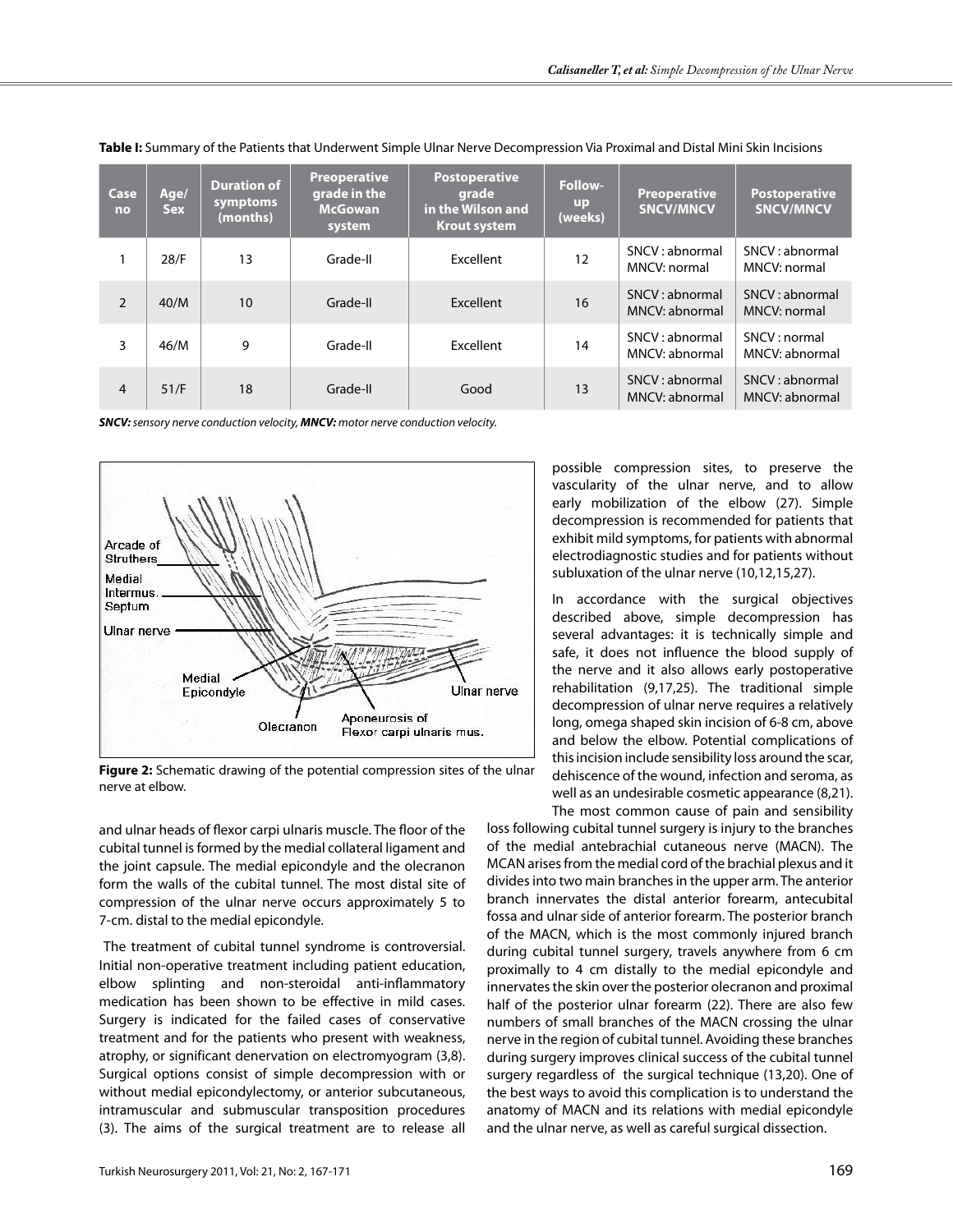**Table I:** Summary of the Patients that Underwent Simple Ulnar Nerve Decompression Via Proximal and Distal Mini Skin Incisions

| Case no | Age/ Sex | Duration of symptoms (months) | Preoperative grade in the McGowan system | Postoperative grade in the Wilson and Krout system | Follow-up (weeks) | Preoperative SNCV/MNCV | Postoperative SNCV/MNCV |
|---|---|---|---|---|---|---|---|
| 1 | 28/F | 13 | Grade-II | Excellent | 12 | SNCV : abnormal MNCV: normal | SNCV : abnormal MNCV: normal |
| 2 | 40/M | 10 | Grade-II | Excellent | 16 | SNCV : abnormal MNCV: abnormal | SNCV : abnormal MNCV: normal |
| 3 | 46/M | 9 | Grade-II | Excellent | 14 | SNCV : abnormal MNCV: abnormal | SNCV : normal MNCV: abnormal |
| 4 | 51/F | 18 | Grade-II | Good | 13 | SNCV : abnormal MNCV: abnormal | SNCV : abnormal MNCV: abnormal |

***SNCV:*** *sensory nerve conduction velocity,* ***MNCV:*** *motor nerve conduction velocity.*

**Figure 2:** Schematic drawing of the potential compression sites of the ulnar nerve at elbow.

and ulnar heads of flexor carpi ulnaris muscle. The floor of the cubital tunnel is formed by the medial collateral ligament and the joint capsule. The medial epicondyle and the olecranon form the walls of the cubital tunnel. The most distal site of compression of the ulnar nerve occurs approximately 5 to 7-cm. distal to the medial epicondyle.

The treatment of cubital tunnel syndrome is controversial. Initial non-operative treatment including patient education, elbow splinting and non-steroidal anti-inflammatory medication has been shown to be effective in mild cases. Surgery is indicated for the failed cases of conservative treatment and for the patients who present with weakness, atrophy, or significant denervation on electromyogram (3,8). Surgical options consist of simple decompression with or without medial epicondylectomy, or anterior subcutaneous, intramuscular and submuscular transposition procedures (3). The aims of the surgical treatment are to release all possible compression sites, to preserve the vascularity of the ulnar nerve, and to allow early mobilization of the elbow (27). Simple decompression is recommended for patients that exhibit mild symptoms, for patients with abnormal electrodiagnostic studies and for patients without subluxation of the ulnar nerve (10,12,15,27).

In accordance with the surgical objectives described above, simple decompression has several advantages: it is technically simple and safe, it does not influence the blood supply of the nerve and it also allows early postoperative rehabilitation (9,17,25). The traditional simple decompression of ulnar nerve requires a relatively long, omega shaped skin incision of 6-8 cm, above and below the elbow. Potential complications of this incision include sensibility loss around the scar, dehiscence of the wound, infection and seroma, as well as an undesirable cosmetic appearance (8,21). The most common cause of pain and sensibility loss following cubital tunnel surgery is injury to the branches of the medial antebrachial cutaneous nerve (MACN). The MCAN arises from the medial cord of the brachial plexus and it divides into two main branches in the upper arm. The anterior branch innervates the distal anterior forearm, antecubital fossa and ulnar side of anterior forearm. The posterior branch of the MACN, which is the most commonly injured branch during cubital tunnel surgery, travels anywhere from 6 cm proximally to 4 cm distally to the medial epicondyle and innervates the skin over the posterior olecranon and proximal half of the posterior ulnar forearm (22). There are also few numbers of small branches of the MACN crossing the ulnar nerve in the region of cubital tunnel. Avoiding these branches during surgery improves clinical success of the cubital tunnel surgery regardless of the surgical technique (13,20). One of the best ways to avoid this complication is to understand the anatomy of MACN and its relations with medial epicondyle and the ulnar nerve, as well as careful surgical dissection.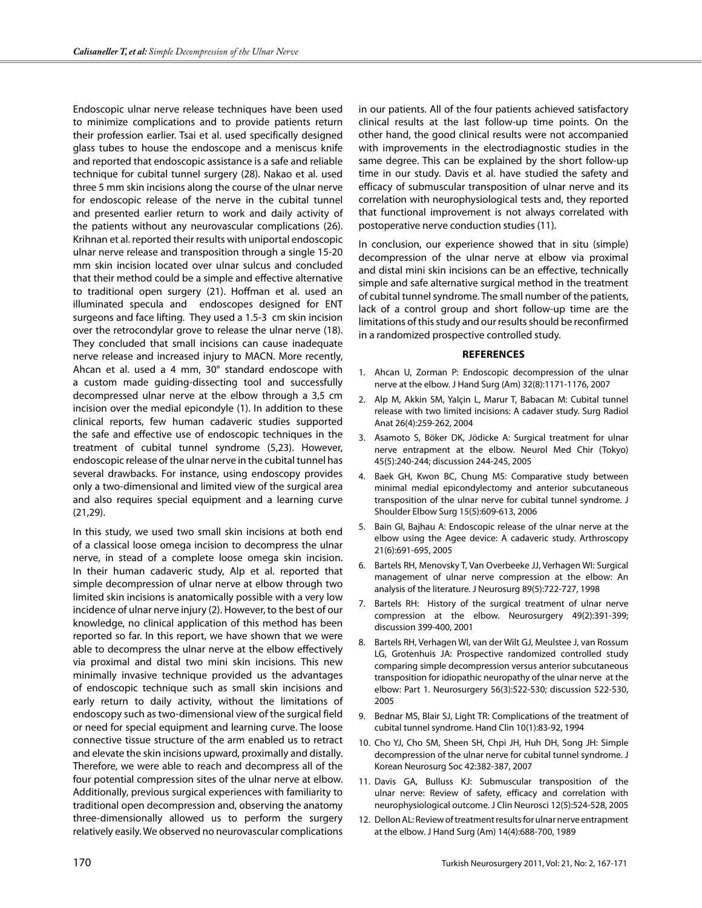Endoscopic ulnar nerve release techniques have been used to minimize complications and to provide patients return their profession earlier. Tsai et al. used specifically designed glass tubes to house the endoscope and a meniscus knife and reported that endoscopic assistance is a safe and reliable technique for cubital tunnel surgery (28). Nakao et al. used three 5 mm skin incisions along the course of the ulnar nerve for endoscopic release of the nerve in the cubital tunnel and presented earlier return to work and daily activity of the patients without any neurovascular complications (26). Krihnan et al. reported their results with uniportal endoscopic ulnar nerve release and transposition through a single 15-20 mm skin incision located over ulnar sulcus and concluded that their method could be a simple and effective alternative to traditional open surgery (21). Hoffman et al. used an illuminated specula and endoscopes designed for ENT surgeons and face lifting. They used a 1.5-3 cm skin incision over the retrocondylar grove to release the ulnar nerve (18). They concluded that small incisions can cause inadequate nerve release and increased injury to MACN. More recently, Ahcan et al. used a 4 mm, 30° standard endoscope with a custom made guiding-dissecting tool and successfully decompressed ulnar nerve at the elbow through a 3,5 cm incision over the medial epicondyle (1). In addition to these clinical reports, few human cadaveric studies supported the safe and effective use of endoscopic techniques in the treatment of cubital tunnel syndrome (5,23). However, endoscopic release of the ulnar nerve in the cubital tunnel has several drawbacks. For instance, using endoscopy provides only a two-dimensional and limited view of the surgical area and also requires special equipment and a learning curve (21,29).

In this study, we used two small skin incisions at both end of a classical loose omega incision to decompress the ulnar nerve, in stead of a complete loose omega skin incision. In their human cadaveric study, Alp et al. reported that simple decompression of ulnar nerve at elbow through two limited skin incisions is anatomically possible with a very low incidence of ulnar nerve injury (2). However, to the best of our knowledge, no clinical application of this method has been reported so far. In this report, we have shown that we were able to decompress the ulnar nerve at the elbow effectively via proximal and distal two mini skin incisions. This new minimally invasive technique provided us the advantages of endoscopic technique such as small skin incisions and early return to daily activity, without the limitations of endoscopy such as two-dimensional view of the surgical field or need for special equipment and learning curve. The loose connective tissue structure of the arm enabled us to retract and elevate the skin incisions upward, proximally and distally. Therefore, we were able to reach and decompress all of the four potential compression sites of the ulnar nerve at elbow. Additionally, previous surgical experiences with familiarity to traditional open decompression and, observing the anatomy three-dimensionally allowed us to perform the surgery relatively easily. We observed no neurovascular complications in our patients. All of the four patients achieved satisfactory clinical results at the last follow-up time points. On the other hand, the good clinical results were not accompanied with improvements in the electrodiagnostic studies in the same degree. This can be explained by the short follow-up time in our study. Davis et al. have studied the safety and efficacy of submuscular transposition of ulnar nerve and its correlation with neurophysiological tests and, they reported that functional improvement is not always correlated with postoperative nerve conduction studies (11).

In conclusion, our experience showed that in situ (simple) decompression of the ulnar nerve at elbow via proximal and distal mini skin incisions can be an effective, technically simple and safe alternative surgical method in the treatment of cubital tunnel syndrome. The small number of the patients, lack of a control group and short follow-up time are the limitations of this study and our results should be reconfirmed in a randomized prospective controlled study.

## REFERENCES

1. Ahcan U, Zorman P: Endoscopic decompression of the ulnar nerve at the elbow. J Hand Surg (Am) 32(8):1171-1176, 2007
2. Alp M, Akkin SM, Yalçin L, Marur T, Babacan M: Cubital tunnel release with two limited incisions: A cadaver study. Surg Radiol Anat 26(4):259-262, 2004
3. Asamoto S, Böker DK, Jödicke A: Surgical treatment for ulnar nerve entrapment at the elbow. Neurol Med Chir (Tokyo) 45(5):240-244; discussion 244-245, 2005
4. Baek GH, Kwon BC, Chung MS: Comparative study between minimal medial epicondylectomy and anterior subcutaneous transposition of the ulnar nerve for cubital tunnel syndrome. J Shoulder Elbow Surg 15(5):609-613, 2006
5. Bain GI, Bajhau A: Endoscopic release of the ulnar nerve at the elbow using the Agee device: A cadaveric study. Arthroscopy 21(6):691-695, 2005
6. Bartels RH, Menovsky T, Van Overbeeke JJ, Verhagen WI: Surgical management of ulnar nerve compression at the elbow: An analysis of the literature. J Neurosurg 89(5):722-727, 1998
7. Bartels RH: History of the surgical treatment of ulnar nerve compression at the elbow. Neurosurgery 49(2):391-399; discussion 399-400, 2001
8. Bartels RH, Verhagen WI, van der Wilt GJ, Meulstee J, van Rossum LG, Grotenhuis JA: Prospective randomized controlled study comparing simple decompression versus anterior subcutaneous transposition for idiopathic neuropathy of the ulnar nerve at the elbow: Part 1. Neurosurgery 56(3):522-530; discussion 522-530, 2005
9. Bednar MS, Blair SJ, Light TR: Complications of the treatment of cubital tunnel syndrome. Hand Clin 10(1):83-92, 1994
10. Cho YJ, Cho SM, Sheen SH, Chpi JH, Huh DH, Song JH: Simple decompression of the ulnar nerve for cubital tunnel syndrome. J Korean Neurosurg Soc 42:382-387, 2007
11. Davis GA, Bulluss KJ: Submuscular transposition of the ulnar nerve: Review of safety, efficacy and correlation with neurophysiological outcome. J Clin Neurosci 12(5):524-528, 2005
12. Dellon AL: Review of treatment results for ulnar nerve entrapment at the elbow. J Hand Surg (Am) 14(4):688-700, 1989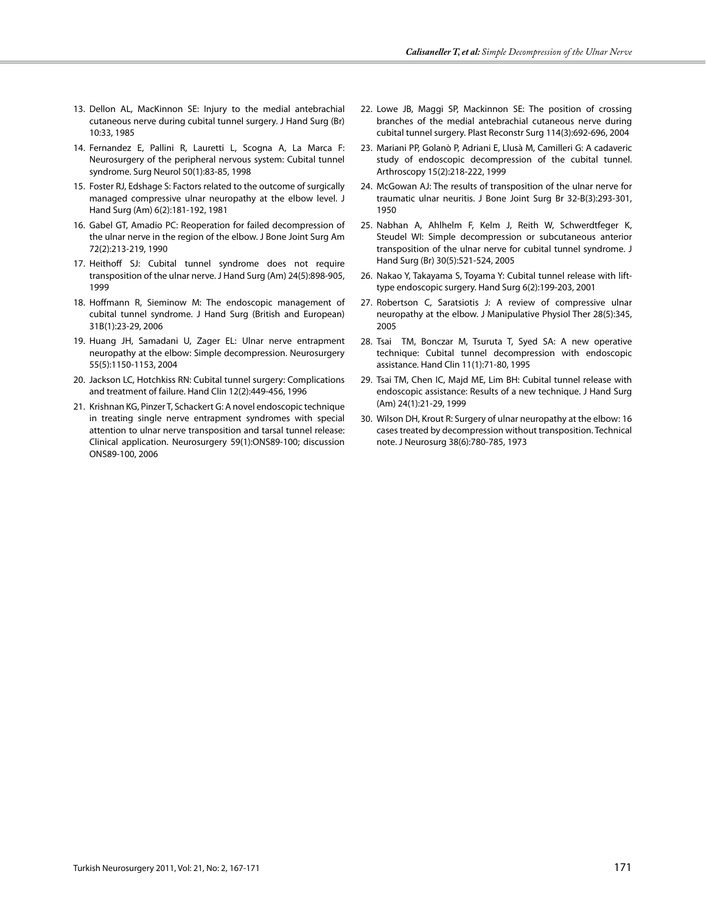13. Dellon AL, MacKinnon SE: Injury to the medial antebrachial cutaneous nerve during cubital tunnel surgery. J Hand Surg (Br) 10:33, 1985
14. Fernandez E, Pallini R, Lauretti L, Scogna A, La Marca F: Neurosurgery of the peripheral nervous system: Cubital tunnel syndrome. Surg Neurol 50(1):83-85, 1998
15. Foster RJ, Edshage S: Factors related to the outcome of surgically managed compressive ulnar neuropathy at the elbow level. J Hand Surg (Am) 6(2):181-192, 1981
16. Gabel GT, Amadio PC: Reoperation for failed decompression of the ulnar nerve in the region of the elbow. J Bone Joint Surg Am 72(2):213-219, 1990
17. Heithoff SJ: Cubital tunnel syndrome does not require transposition of the ulnar nerve. J Hand Surg (Am) 24(5):898-905, 1999
18. Hoffmann R, Sieminow M: The endoscopic management of cubital tunnel syndrome. J Hand Surg (British and European) 31B(1):23-29, 2006
19. Huang JH, Samadani U, Zager EL: Ulnar nerve entrapment neuropathy at the elbow: Simple decompression. Neurosurgery 55(5):1150-1153, 2004
20. Jackson LC, Hotchkiss RN: Cubital tunnel surgery: Complications and treatment of failure. Hand Clin 12(2):449-456, 1996
21. Krishnan KG, Pinzer T, Schackert G: A novel endoscopic technique in treating single nerve entrapment syndromes with special attention to ulnar nerve transposition and tarsal tunnel release: Clinical application. Neurosurgery 59(1):ONS89-100; discussion ONS89-100, 2006
22. Lowe JB, Maggi SP, Mackinnon SE: The position of crossing branches of the medial antebrachial cutaneous nerve during cubital tunnel surgery. Plast Reconstr Surg 114(3):692-696, 2004
23. Mariani PP, Golanò P, Adriani E, Llusà M, Camilleri G: A cadaveric study of endoscopic decompression of the cubital tunnel. Arthroscopy 15(2):218-222, 1999
24. McGowan AJ: The results of transposition of the ulnar nerve for traumatic ulnar neuritis. J Bone Joint Surg Br 32-B(3):293-301, 1950
25. Nabhan A, Ahlhelm F, Kelm J, Reith W, Schwerdtfeger K, Steudel WI: Simple decompression or subcutaneous anterior transposition of the ulnar nerve for cubital tunnel syndrome. J Hand Surg (Br) 30(5):521-524, 2005
26. Nakao Y, Takayama S, Toyama Y: Cubital tunnel release with lift-type endoscopic surgery. Hand Surg 6(2):199-203, 2001
27. Robertson C, Saratsiotis J: A review of compressive ulnar neuropathy at the elbow. J Manipulative Physiol Ther 28(5):345, 2005
28. Tsai TM, Bonczar M, Tsuruta T, Syed SA: A new operative technique: Cubital tunnel decompression with endoscopic assistance. Hand Clin 11(1):71-80, 1995
29. Tsai TM, Chen IC, Majd ME, Lim BH: Cubital tunnel release with endoscopic assistance: Results of a new technique. J Hand Surg (Am) 24(1):21-29, 1999
30. Wilson DH, Krout R: Surgery of ulnar neuropathy at the elbow: 16 cases treated by decompression without transposition. Technical note. J Neurosurg 38(6):780-785, 1973